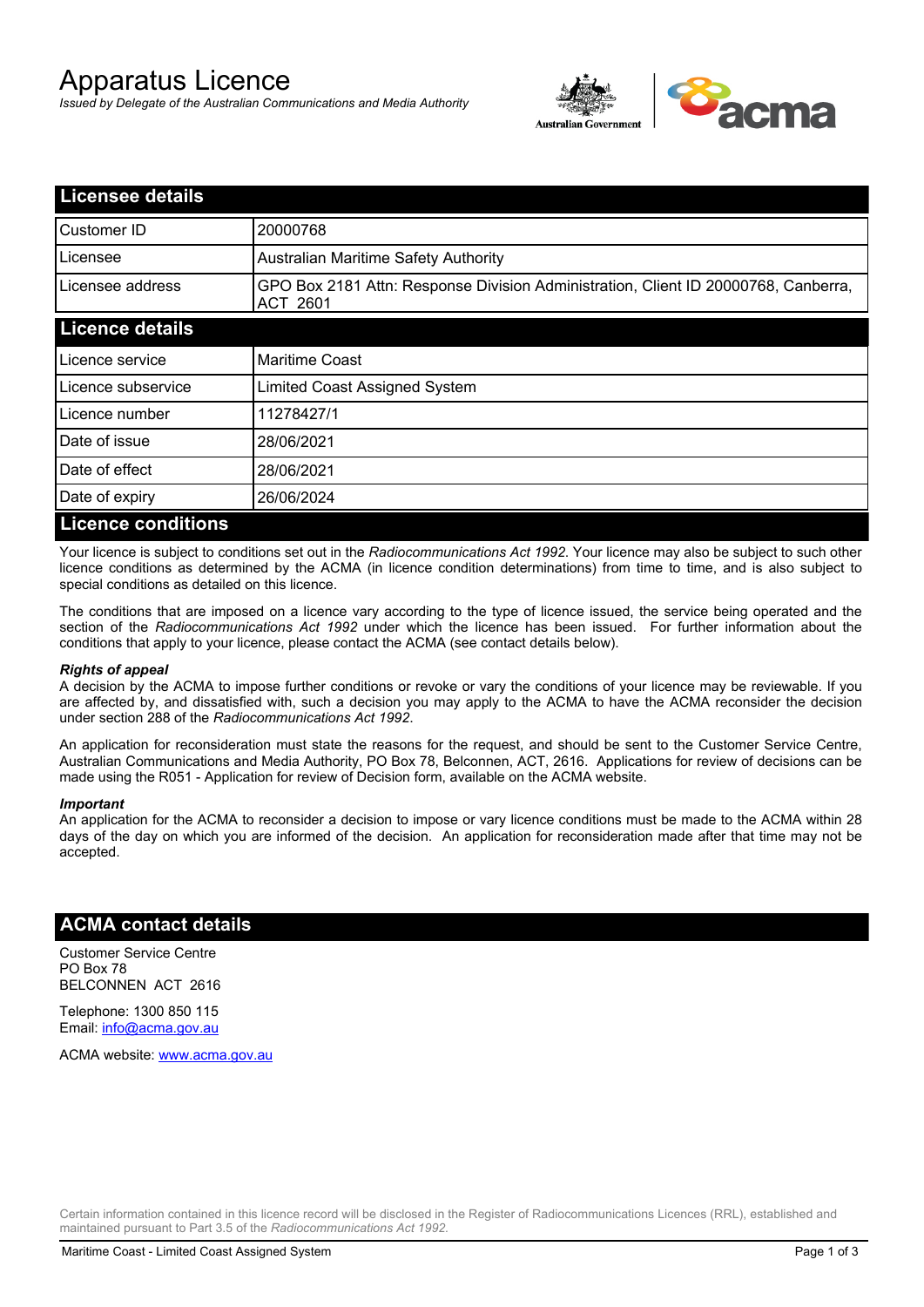# Apparatus Licence

*Issued by Delegate of the Australian Communications and Media Authority*

## Licensee details

| | |
|---|---|
| Customer ID | 20000768 |
| Licensee | Australian Maritime Safety Authority |
| Licensee address | GPO Box 2181 Attn: Response Division Administration, Client ID 20000768, Canberra, ACT 2601 |

## Licence details

| | |
|---|---|
| Licence service | Maritime Coast |
| Licence subservice | Limited Coast Assigned System |
| Licence number | 11278427/1 |
| Date of issue | 28/06/2021 |
| Date of effect | 28/06/2021 |
| Date of expiry | 26/06/2024 |

## Licence conditions

Your licence is subject to conditions set out in the *Radiocommunications Act 1992*. Your licence may also be subject to such other licence conditions as determined by the ACMA (in licence condition determinations) from time to time, and is also subject to special conditions as detailed on this licence.

The conditions that are imposed on a licence vary according to the type of licence issued, the service being operated and the section of the *Radiocommunications Act 1992* under which the licence has been issued. For further information about the conditions that apply to your licence, please contact the ACMA (see contact details below).

***Rights of appeal***

A decision by the ACMA to impose further conditions or revoke or vary the conditions of your licence may be reviewable. If you are affected by, and dissatisfied with, such a decision you may apply to the ACMA to have the ACMA reconsider the decision under section 288 of the *Radiocommunications Act 1992*.

An application for reconsideration must state the reasons for the request, and should be sent to the Customer Service Centre, Australian Communications and Media Authority, PO Box 78, Belconnen, ACT, 2616. Applications for review of decisions can be made using the R051 - Application for review of Decision form, available on the ACMA website.

***Important***

An application for the ACMA to reconsider a decision to impose or vary licence conditions must be made to the ACMA within 28 days of the day on which you are informed of the decision. An application for reconsideration made after that time may not be accepted.

## ACMA contact details

Customer Service Centre
PO Box 78
BELCONNEN ACT 2616

Telephone: 1300 850 115
Email: info@acma.gov.au

ACMA website: www.acma.gov.au

Certain information contained in this licence record will be disclosed in the Register of Radiocommunications Licences (RRL), established and maintained pursuant to Part 3.5 of the *Radiocommunications Act 1992.*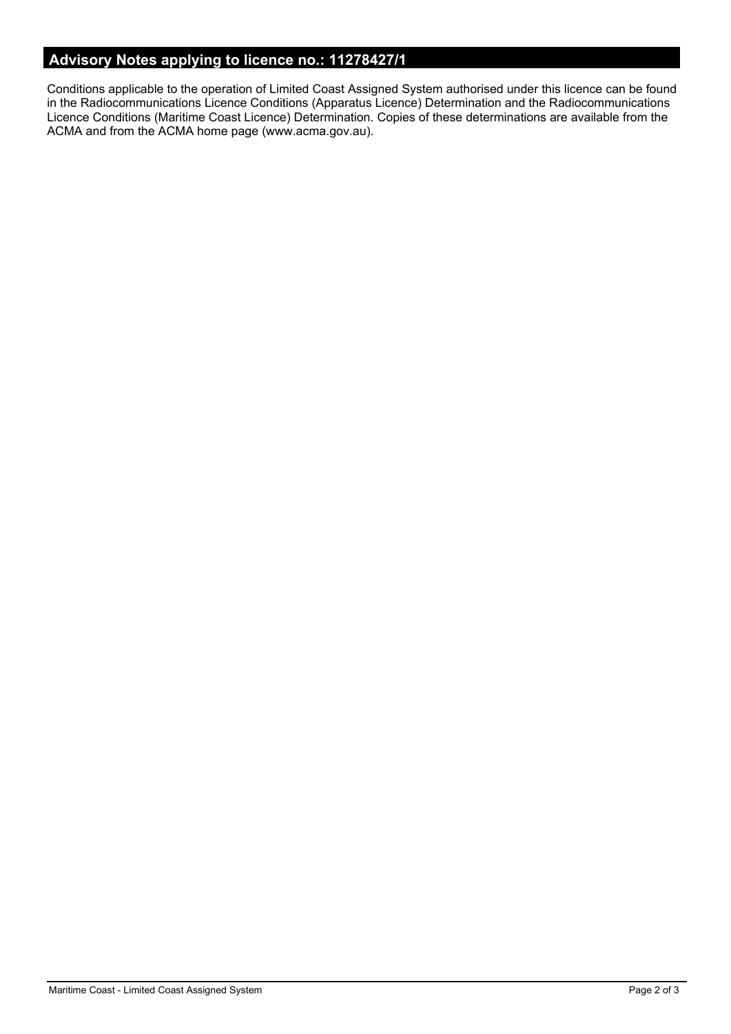## Advisory Notes applying to licence no.: 11278427/1

Conditions applicable to the operation of Limited Coast Assigned System authorised under this licence can be found in the Radiocommunications Licence Conditions (Apparatus Licence) Determination and the Radiocommunications Licence Conditions (Maritime Coast Licence) Determination. Copies of these determinations are available from the ACMA and from the ACMA home page (www.acma.gov.au).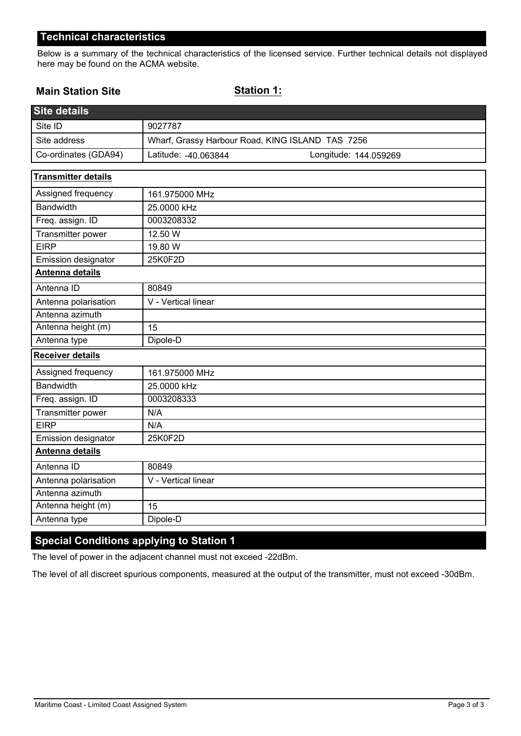## Technical characteristics

Below is a summary of the technical characteristics of the licensed service. Further technical details not displayed here may be found on the ACMA website.

**Main Station Site** **Station 1:**

| Site details | |
|---|---|
| Site ID | 9027787 |
| Site address | Wharf, Grassy Harbour Road, KING ISLAND TAS 7256 |
| Co-ordinates (GDA94) | Latitude: -40.063844 Longitude: 144.059269 |

| Transmitter details | |
|---|---|
| Assigned frequency | 161.975000 MHz |
| Bandwidth | 25.0000 kHz |
| Freq. assign. ID | 0003208332 |
| Transmitter power | 12.50 W |
| EIRP | 19.80 W |
| Emission designator | 25K0F2D |
| **Antenna details** | |
| Antenna ID | 80849 |
| Antenna polarisation | V - Vertical linear |
| Antenna azimuth | |
| Antenna height (m) | 15 |
| Antenna type | Dipole-D |

| Receiver details | |
|---|---|
| Assigned frequency | 161.975000 MHz |
| Bandwidth | 25.0000 kHz |
| Freq. assign. ID | 0003208333 |
| Transmitter power | N/A |
| EIRP | N/A |
| Emission designator | 25K0F2D |
| **Antenna details** | |
| Antenna ID | 80849 |
| Antenna polarisation | V - Vertical linear |
| Antenna azimuth | |
| Antenna height (m) | 15 |
| Antenna type | Dipole-D |

## Special Conditions applying to Station 1

The level of power in the adjacent channel must not exceed -22dBm.

The level of all discreet spurious components, measured at the output of the transmitter, must not exceed -30dBm.